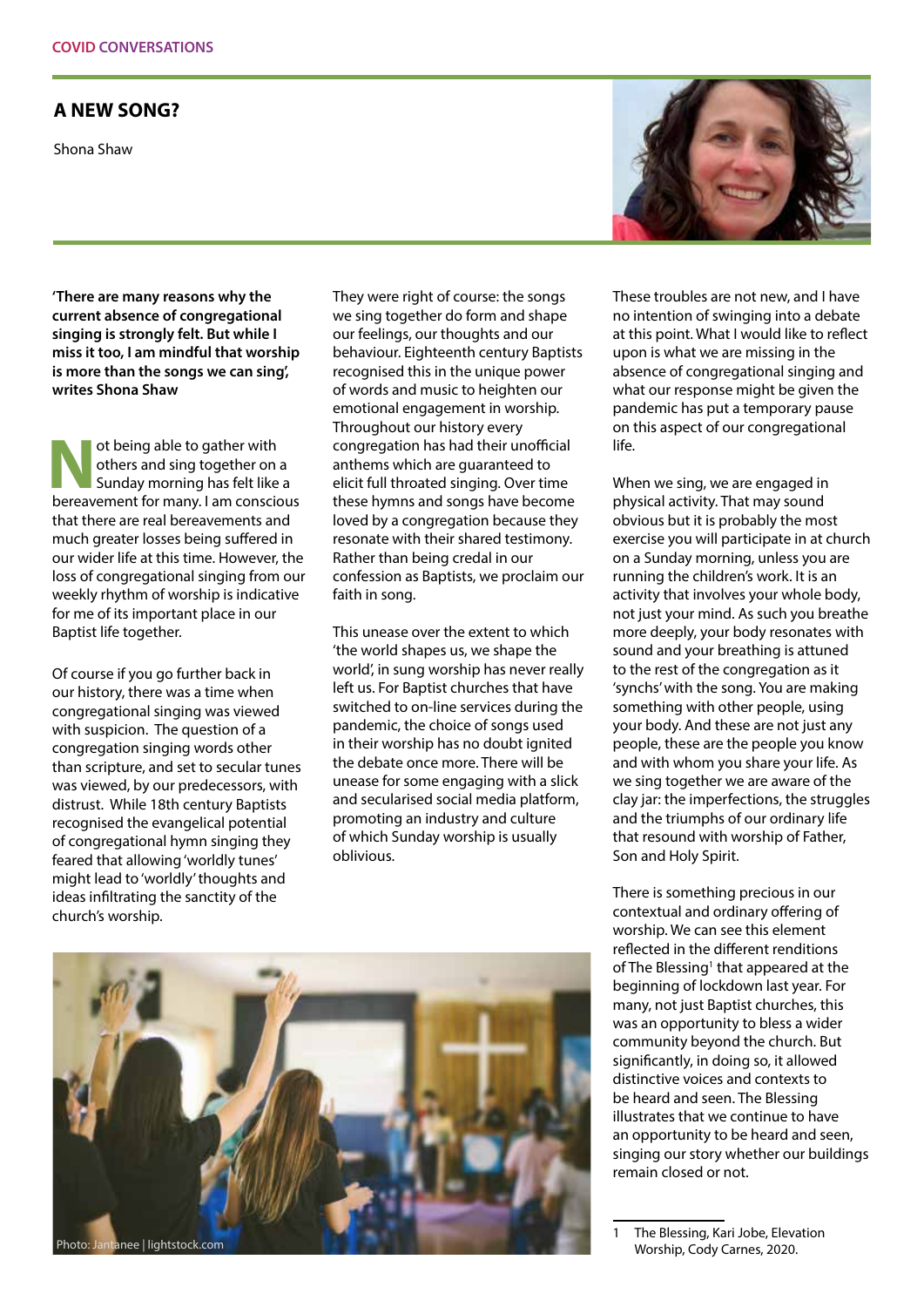COVID CONVERSATIONS

## A NEW SONG?

Shona Shaw

**'There are many reasons why the current absence of congregational singing is strongly felt. But while I miss it too, I am mindful that worship is more than the songs we can sing', writes Shona Shaw**

Not being able to gather with others and sing together on a Sunday morning has felt like a bereavement for many. I am conscious that there are real bereavements and much greater losses being suffered in our wider life at this time. However, the loss of congregational singing from our weekly rhythm of worship is indicative for me of its important place in our Baptist life together.

Of course if you go further back in our history, there was a time when congregational singing was viewed with suspicion. The question of a congregation singing words other than scripture, and set to secular tunes was viewed, by our predecessors, with distrust. While 18th century Baptists recognised the evangelical potential of congregational hymn singing they feared that allowing 'worldly tunes' might lead to 'worldly' thoughts and ideas infiltrating the sanctity of the church's worship.

They were right of course: the songs we sing together do form and shape our feelings, our thoughts and our behaviour. Eighteenth century Baptists recognised this in the unique power of words and music to heighten our emotional engagement in worship. Throughout our history every congregation has had their unofficial anthems which are guaranteed to elicit full throated singing. Over time these hymns and songs have become loved by a congregation because they resonate with their shared testimony. Rather than being credal in our confession as Baptists, we proclaim our faith in song.

This unease over the extent to which 'the world shapes us, we shape the world', in sung worship has never really left us. For Baptist churches that have switched to on-line services during the pandemic, the choice of songs used in their worship has no doubt ignited the debate once more. There will be unease for some engaging with a slick and secularised social media platform, promoting an industry and culture of which Sunday worship is usually oblivious.

Photo: Jantanee | lightstock.com

These troubles are not new, and I have no intention of swinging into a debate at this point. What I would like to reflect upon is what we are missing in the absence of congregational singing and what our response might be given the pandemic has put a temporary pause on this aspect of our congregational life.

When we sing, we are engaged in physical activity. That may sound obvious but it is probably the most exercise you will participate in at church on a Sunday morning, unless you are running the children's work. It is an activity that involves your whole body, not just your mind. As such you breathe more deeply, your body resonates with sound and your breathing is attuned to the rest of the congregation as it 'synchs' with the song. You are making something with other people, using your body. And these are not just any people, these are the people you know and with whom you share your life. As we sing together we are aware of the clay jar: the imperfections, the struggles and the triumphs of our ordinary life that resound with worship of Father, Son and Holy Spirit.

There is something precious in our contextual and ordinary offering of worship. We can see this element reflected in the different renditions of The Blessing[1] that appeared at the beginning of lockdown last year. For many, not just Baptist churches, this was an opportunity to bless a wider community beyond the church. But significantly, in doing so, it allowed distinctive voices and contexts to be heard and seen. The Blessing illustrates that we continue to have an opportunity to be heard and seen, singing our story whether our buildings remain closed or not.

---

1 The Blessing, Kari Jobe, Elevation Worship, Cody Carnes, 2020.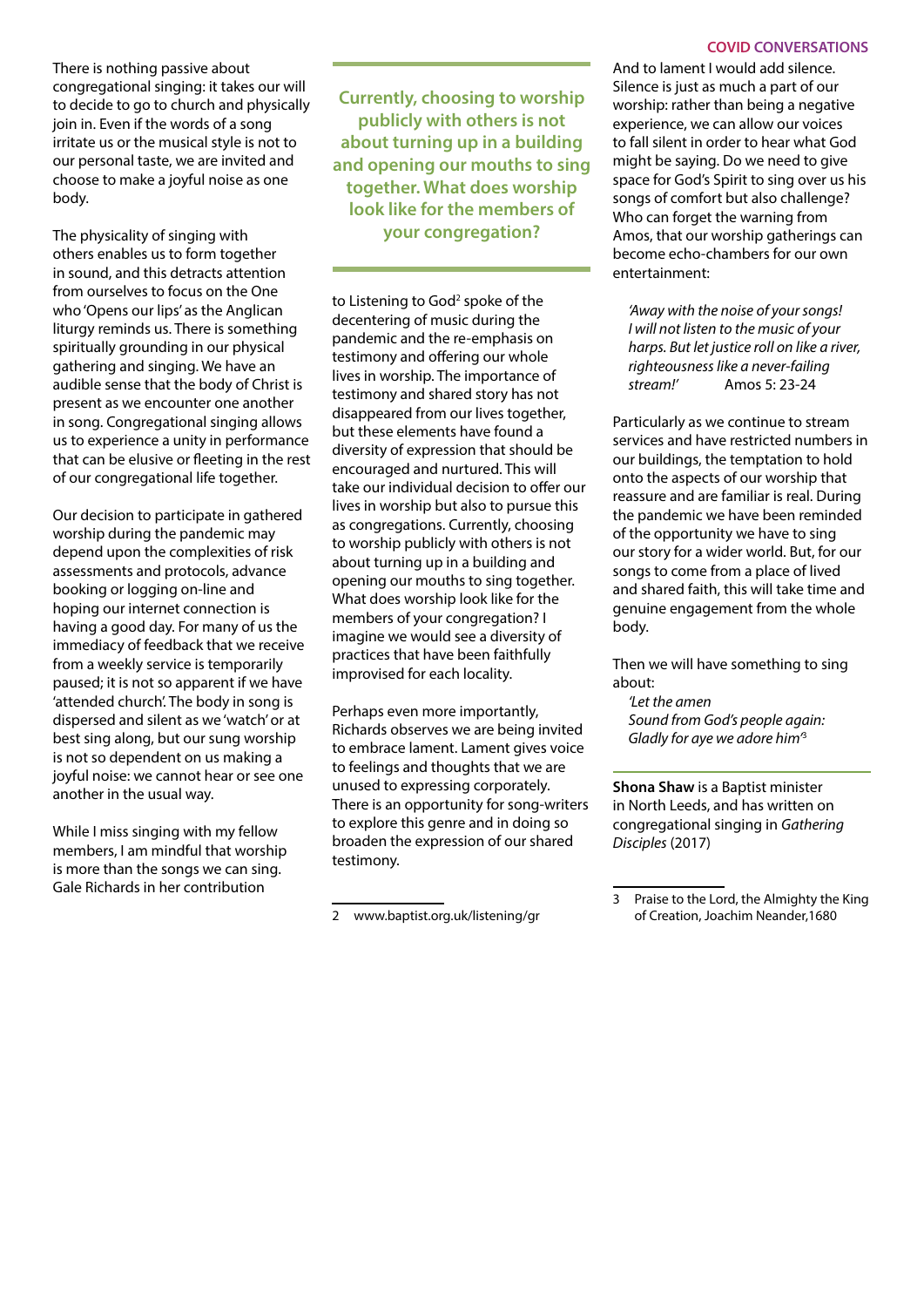There is nothing passive about congregational singing: it takes our will to decide to go to church and physically join in. Even if the words of a song irritate us or the musical style is not to our personal taste, we are invited and choose to make a joyful noise as one body.

The physicality of singing with others enables us to form together in sound, and this detracts attention from ourselves to focus on the One who 'Opens our lips' as the Anglican liturgy reminds us. There is something spiritually grounding in our physical gathering and singing. We have an audible sense that the body of Christ is present as we encounter one another in song. Congregational singing allows us to experience a unity in performance that can be elusive or fleeting in the rest of our congregational life together.

Our decision to participate in gathered worship during the pandemic may depend upon the complexities of risk assessments and protocols, advance booking or logging on-line and hoping our internet connection is having a good day. For many of us the immediacy of feedback that we receive from a weekly service is temporarily paused; it is not so apparent if we have 'attended church'. The body in song is dispersed and silent as we 'watch' or at best sing along, but our sung worship is not so dependent on us making a joyful noise: we cannot hear or see one another in the usual way.

While I miss singing with my fellow members, I am mindful that worship is more than the songs we can sing. Gale Richards in her contribution to Listening to God[2] spoke of the decentering of music during the pandemic and the re-emphasis on testimony and offering our whole lives in worship. The importance of testimony and shared story has not disappeared from our lives together, but these elements have found a diversity of expression that should be encouraged and nurtured. This will take our individual decision to offer our lives in worship but also to pursue this as congregations. Currently, choosing to worship publicly with others is not about turning up in a building and opening our mouths to sing together. What does worship look like for the members of your congregation? I imagine we would see a diversity of practices that have been faithfully improvised for each locality.

**Currently, choosing to worship publicly with others is not about turning up in a building and opening our mouths to sing together. What does worship look like for the members of your congregation?**

Perhaps even more importantly, Richards observes we are being invited to embrace lament. Lament gives voice to feelings and thoughts that we are unused to expressing corporately. There is an opportunity for song-writers to explore this genre and in doing so broaden the expression of our shared testimony.

And to lament I would add silence. Silence is just as much a part of our worship: rather than being a negative experience, we can allow our voices to fall silent in order to hear what God might be saying. Do we need to give space for God's Spirit to sing over us his songs of comfort but also challenge? Who can forget the warning from Amos, that our worship gatherings can become echo-chambers for our own entertainment:

> *'Away with the noise of your songs! I will not listen to the music of your harps. But let justice roll on like a river, righteousness like a never-failing stream!'* Amos 5: 23-24

Particularly as we continue to stream services and have restricted numbers in our buildings, the temptation to hold onto the aspects of our worship that reassure and are familiar is real. During the pandemic we have been reminded of the opportunity we have to sing our story for a wider world. But, for our songs to come from a place of lived and shared faith, this will take time and genuine engagement from the whole body.

Then we will have something to sing about:

> *'Let the amen*
> *Sound from God's people again:*
> *Gladly for aye we adore him'*[3]

**Shona Shaw** is a Baptist minister in North Leeds, and has written on congregational singing in *Gathering Disciples* (2017)

---

2 www.baptist.org.uk/listening/gr

3 Praise to the Lord, the Almighty the King of Creation, Joachim Neander,1680